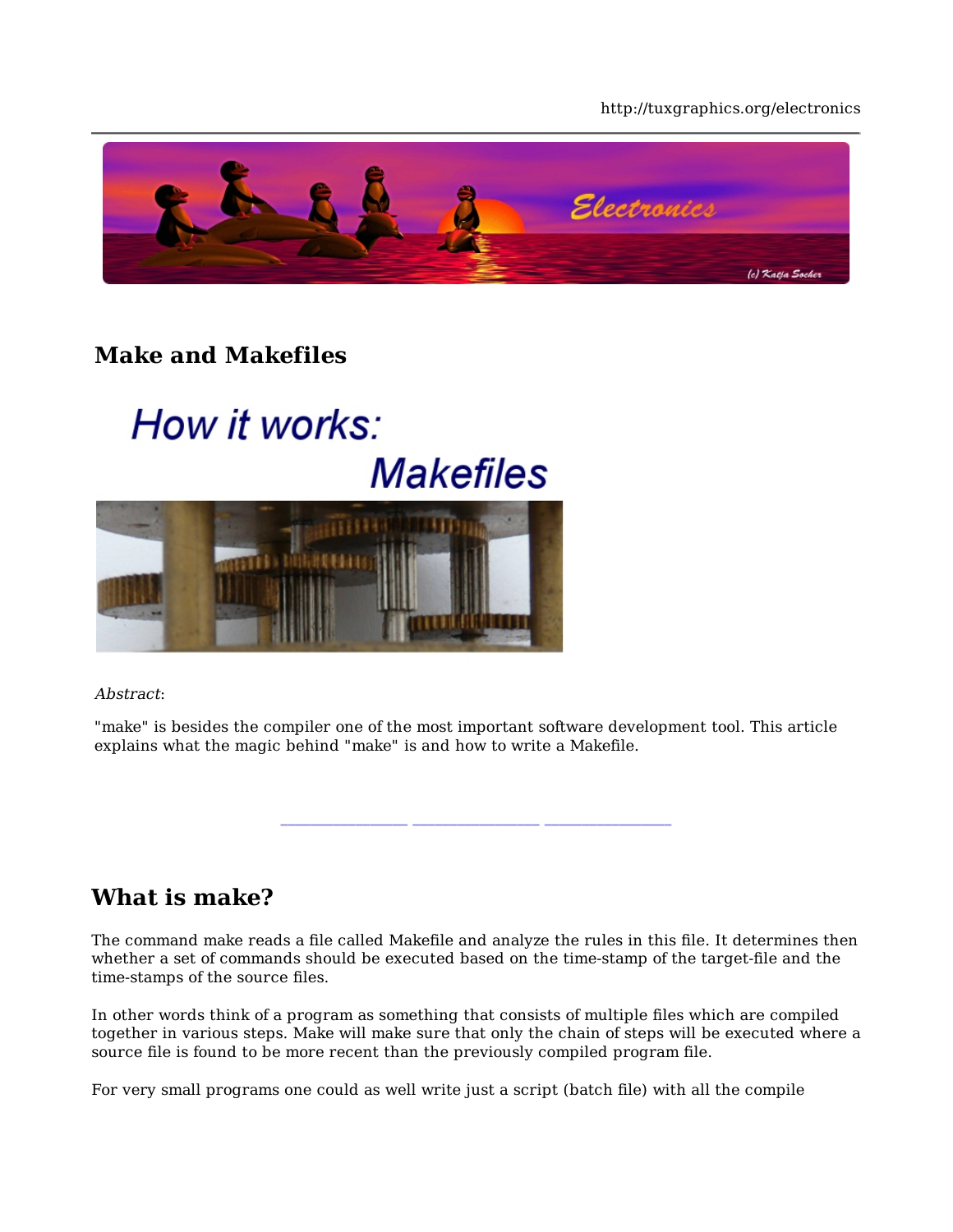## Make and Makefiles

*Abstract*:

"make" is besides the compiler one of the most important software development tool. This article explains what the magic behind "make" is and how to write a Makefile.

# What is make?

The command make reads a file called Makefile and analyze the rules in this file. It determines then whether a set of commands should be executed based on the time-stamp of the target-file and the time-stamps of the source files.

In other words think of a program as something that consists of multiple files which are compiled together in various steps. Make will make sure that only the chain of steps will be executed where a source file is found to be more recent than the previously compiled program file.

For very small programs one could as well write just a script (batch file) with all the compile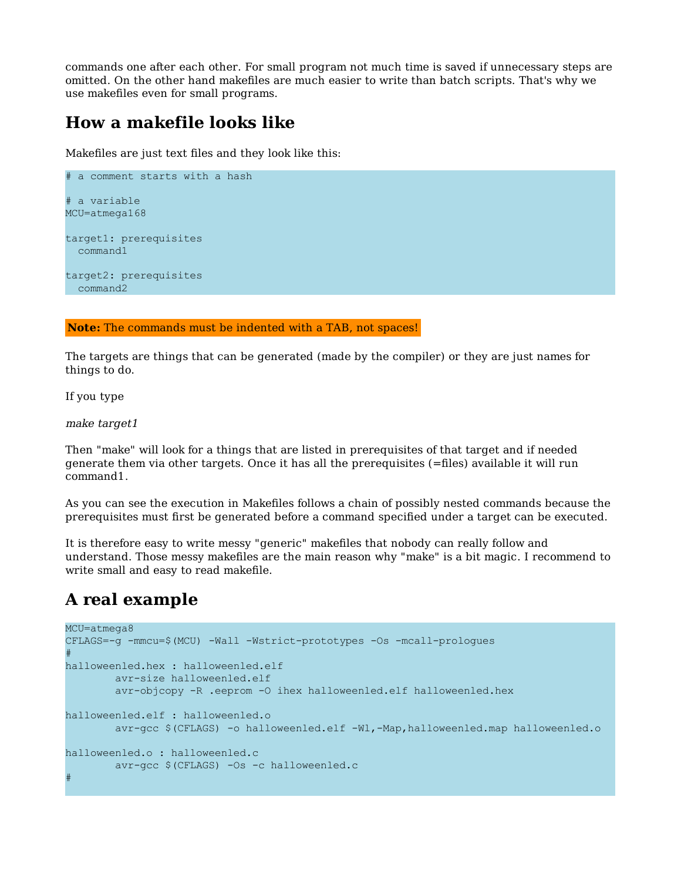commands one after each other. For small program not much time is saved if unnecessary steps are omitted. On the other hand makefiles are much easier to write than batch scripts. That's why we use makefiles even for small programs.

## How a makefile looks like

Makefiles are just text files and they look like this:

```
# a comment starts with a hash

# a variable
MCU=atmega168

target1: prerequisites
  command1

target2: prerequisites
  command2
```

**Note:** The commands must be indented with a TAB, not spaces!

The targets are things that can be generated (made by the compiler) or they are just names for things to do.

If you type

*make target1*

Then "make" will look for a things that are listed in prerequisites of that target and if needed generate them via other targets. Once it has all the prerequisites (=files) available it will run command1.

As you can see the execution in Makefiles follows a chain of possibly nested commands because the prerequisites must first be generated before a command specified under a target can be executed.

It is therefore easy to write messy "generic" makefiles that nobody can really follow and understand. Those messy makefiles are the main reason why "make" is a bit magic. I recommend to write small and easy to read makefile.

## A real example

```
MCU=atmega8
CFLAGS=-g -mmcu=$(MCU) -Wall -Wstrict-prototypes -Os -mcall-prologues
#
halloweenled.hex : halloweenled.elf
	avr-size halloweenled.elf
	avr-objcopy -R .eeprom -O ihex halloweenled.elf halloweenled.hex

halloweenled.elf : halloweenled.o
	avr-gcc $(CFLAGS) -o halloweenled.elf -Wl,-Map,halloweenled.map halloweenled.o

halloweenled.o : halloweenled.c
	avr-gcc $(CFLAGS) -Os -c halloweenled.c
#
```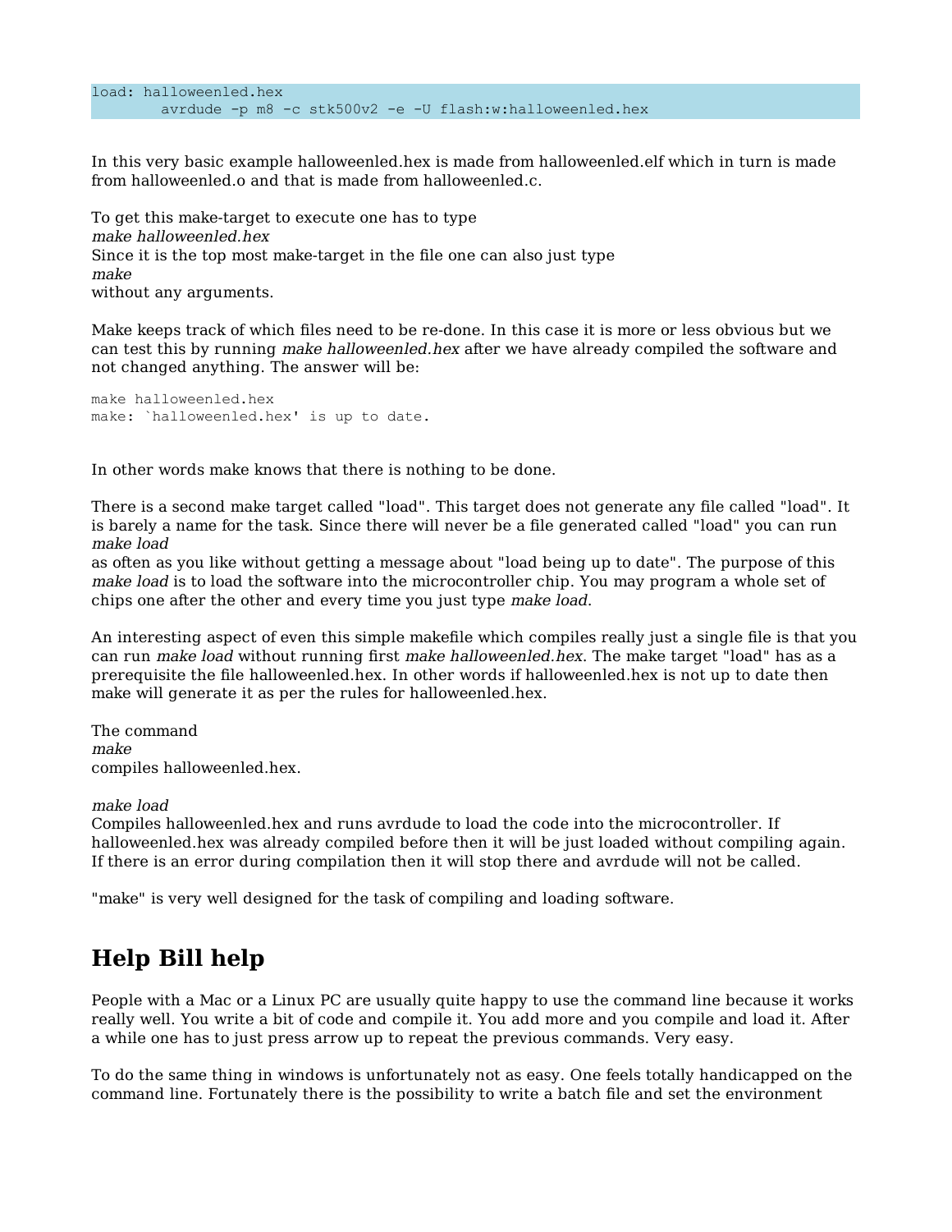```
load: halloweenled.hex
        avrdude -p m8 -c stk500v2 -e -U flash:w:halloweenled.hex
```

In this very basic example halloweenled.hex is made from halloweenled.elf which in turn is made from halloweenled.o and that is made from halloweenled.c.

To get this make-target to execute one has to type
*make halloweenled.hex*
Since it is the top most make-target in the file one can also just type
*make*
without any arguments.

Make keeps track of which files need to be re-done. In this case it is more or less obvious but we can test this by running *make halloweenled.hex* after we have already compiled the software and not changed anything. The answer will be:

```
make halloweenled.hex
make: `halloweenled.hex' is up to date.
```

In other words make knows that there is nothing to be done.

There is a second make target called "load". This target does not generate any file called "load". It is barely a name for the task. Since there will never be a file generated called "load" you can run
*make load*
as often as you like without getting a message about "load being up to date". The purpose of this *make load* is to load the software into the microcontroller chip. You may program a whole set of chips one after the other and every time you just type *make load*.

An interesting aspect of even this simple makefile which compiles really just a single file is that you can run *make load* without running first *make halloweenled.hex*. The make target "load" has as a prerequisite the file halloweenled.hex. In other words if halloweenled.hex is not up to date then make will generate it as per the rules for halloweenled.hex.

The command
*make*
compiles halloweenled.hex.

*make load*
Compiles halloweenled.hex and runs avrdude to load the code into the microcontroller. If halloweenled.hex was already compiled before then it will be just loaded without compiling again. If there is an error during compilation then it will stop there and avrdude will not be called.

"make" is very well designed for the task of compiling and loading software.

## Help Bill help

People with a Mac or a Linux PC are usually quite happy to use the command line because it works really well. You write a bit of code and compile it. You add more and you compile and load it. After a while one has to just press arrow up to repeat the previous commands. Very easy.

To do the same thing in windows is unfortunately not as easy. One feels totally handicapped on the command line. Fortunately there is the possibility to write a batch file and set the environment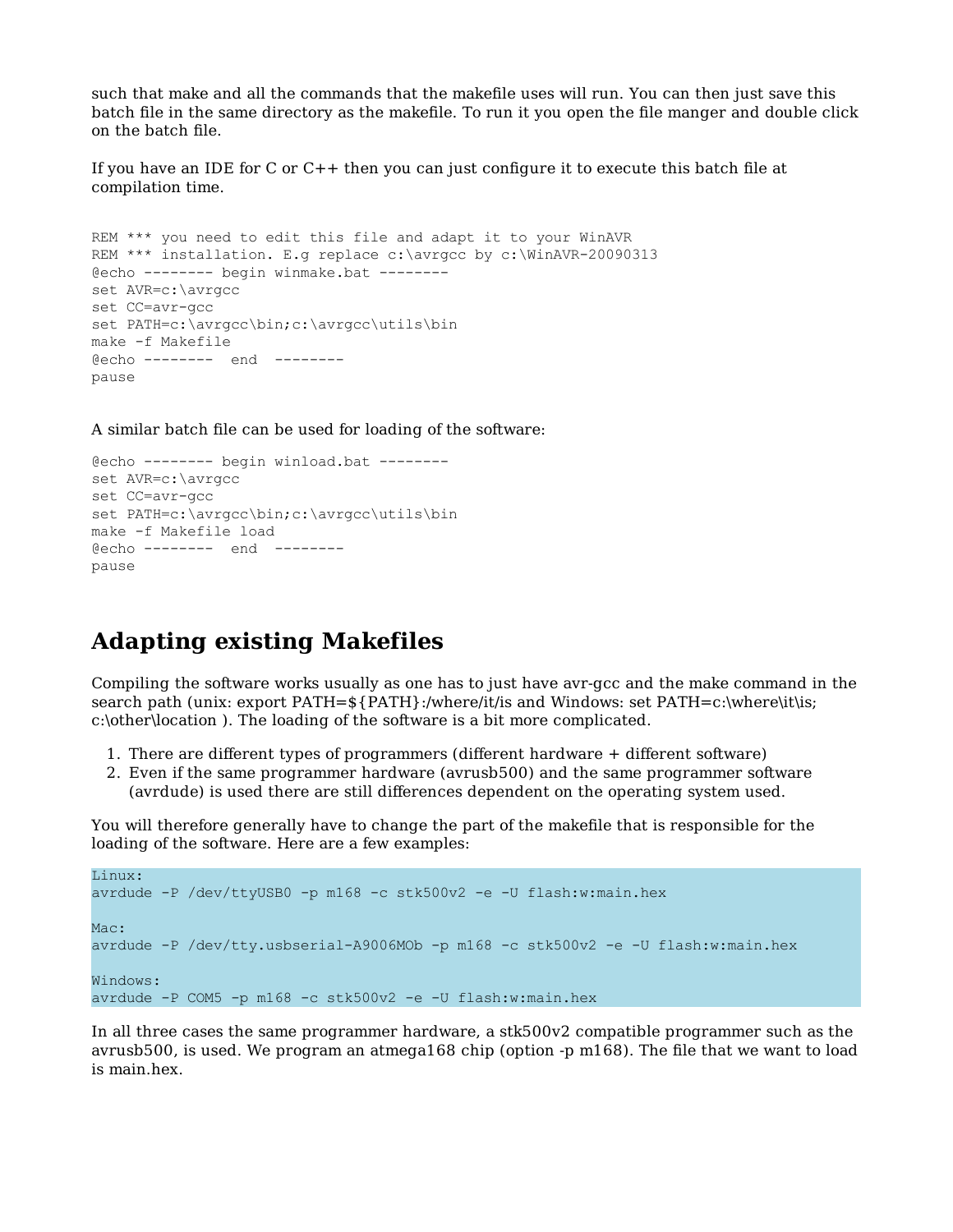such that make and all the commands that the makefile uses will run. You can then just save this batch file in the same directory as the makefile. To run it you open the file manger and double click on the batch file.

If you have an IDE for C or C++ then you can just configure it to execute this batch file at compilation time.

```
REM *** you need to edit this file and adapt it to your WinAVR
REM *** installation. E.g replace c:\avrgcc by c:\WinAVR-20090313
@echo -------- begin winmake.bat --------
set AVR=c:\avrgcc
set CC=avr-gcc
set PATH=c:\avrgcc\bin;c:\avrgcc\utils\bin
make -f Makefile
@echo --------  end  --------
pause
```

A similar batch file can be used for loading of the software:

```
@echo -------- begin winload.bat --------
set AVR=c:\avrgcc
set CC=avr-gcc
set PATH=c:\avrgcc\bin;c:\avrgcc\utils\bin
make -f Makefile load
@echo --------  end  --------
pause
```

## Adapting existing Makefiles

Compiling the software works usually as one has to just have avr-gcc and the make command in the search path (unix: export PATH=${PATH}:/where/it/is and Windows: set PATH=c:\where\it\is; c:\other\location ). The loading of the software is a bit more complicated.

1. There are different types of programmers (different hardware + different software)
2. Even if the same programmer hardware (avrusb500) and the same programmer software (avrdude) is used there are still differences dependent on the operating system used.

You will therefore generally have to change the part of the makefile that is responsible for the loading of the software. Here are a few examples:

```
Linux:
avrdude -P /dev/ttyUSB0 -p m168 -c stk500v2 -e -U flash:w:main.hex

Mac:
avrdude -P /dev/tty.usbserial-A9006MOb -p m168 -c stk500v2 -e -U flash:w:main.hex

Windows:
avrdude -P COM5 -p m168 -c stk500v2 -e -U flash:w:main.hex
```

In all three cases the same programmer hardware, a stk500v2 compatible programmer such as the avrusb500, is used. We program an atmega168 chip (option -p m168). The file that we want to load is main.hex.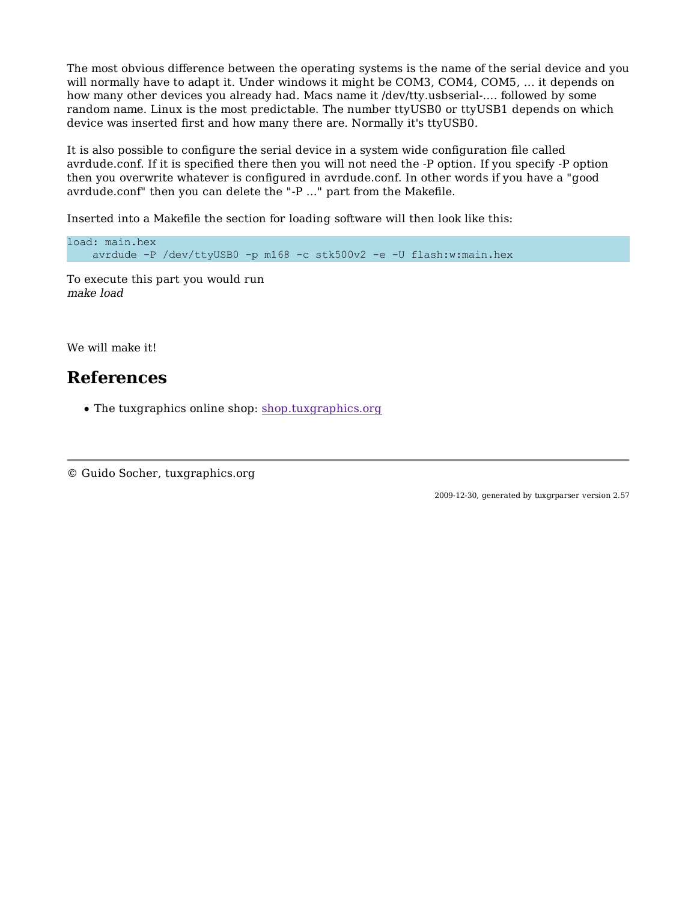The most obvious difference between the operating systems is the name of the serial device and you will normally have to adapt it. Under windows it might be COM3, COM4, COM5, ... it depends on how many other devices you already had. Macs name it /dev/tty.usbserial-.... followed by some random name. Linux is the most predictable. The number ttyUSB0 or ttyUSB1 depends on which device was inserted first and how many there are. Normally it's ttyUSB0.

It is also possible to configure the serial device in a system wide configuration file called avrdude.conf. If it is specified there then you will not need the -P option. If you specify -P option then you overwrite whatever is configured in avrdude.conf. In other words if you have a "good avrdude.conf" then you can delete the "-P ..." part from the Makefile.

Inserted into a Makefile the section for loading software will then look like this:

```
load: main.hex
	avrdude -P /dev/ttyUSB0 -p m168 -c stk500v2 -e -U flash:w:main.hex
```

To execute this part you would run
*make load*

We will make it!

## References

- The tuxgraphics online shop: shop.tuxgraphics.org

---

© Guido Socher, tuxgraphics.org

2009-12-30, generated by tuxgrparser version 2.57